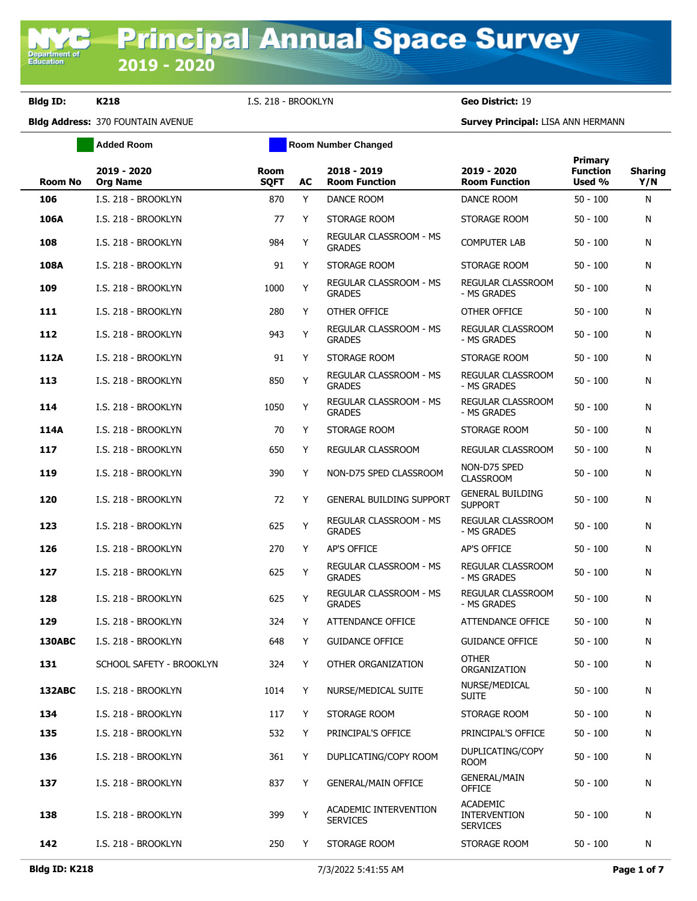# Principal Annual Space Survey 2019 - 2020

**Bldg ID:** K218 I.S. 218 - BROOKLYN **Geo District:** 19

**Bldg Address:** 370 FOUNTAIN AVENUE **Survey Principal:** LISA ANN HERMANN

Added Room | Room Number Changed

| Room No | 2019 - 2020 Org Name | Room SQFT | AC | 2018 - 2019 Room Function | 2019 - 2020 Room Function | Primary Function Used % | Sharing Y/N |
|---|---|---|---|---|---|---|---|
| 106 | I.S. 218 - BROOKLYN | 870 | Y | DANCE ROOM | DANCE ROOM | 50 - 100 | N |
| 106A | I.S. 218 - BROOKLYN | 77 | Y | STORAGE ROOM | STORAGE ROOM | 50 - 100 | N |
| 108 | I.S. 218 - BROOKLYN | 984 | Y | REGULAR CLASSROOM - MS GRADES | COMPUTER LAB | 50 - 100 | N |
| 108A | I.S. 218 - BROOKLYN | 91 | Y | STORAGE ROOM | STORAGE ROOM | 50 - 100 | N |
| 109 | I.S. 218 - BROOKLYN | 1000 | Y | REGULAR CLASSROOM - MS GRADES | REGULAR CLASSROOM - MS GRADES | 50 - 100 | N |
| 111 | I.S. 218 - BROOKLYN | 280 | Y | OTHER OFFICE | OTHER OFFICE | 50 - 100 | N |
| 112 | I.S. 218 - BROOKLYN | 943 | Y | REGULAR CLASSROOM - MS GRADES | REGULAR CLASSROOM - MS GRADES | 50 - 100 | N |
| 112A | I.S. 218 - BROOKLYN | 91 | Y | STORAGE ROOM | STORAGE ROOM | 50 - 100 | N |
| 113 | I.S. 218 - BROOKLYN | 850 | Y | REGULAR CLASSROOM - MS GRADES | REGULAR CLASSROOM - MS GRADES | 50 - 100 | N |
| 114 | I.S. 218 - BROOKLYN | 1050 | Y | REGULAR CLASSROOM - MS GRADES | REGULAR CLASSROOM - MS GRADES | 50 - 100 | N |
| 114A | I.S. 218 - BROOKLYN | 70 | Y | STORAGE ROOM | STORAGE ROOM | 50 - 100 | N |
| 117 | I.S. 218 - BROOKLYN | 650 | Y | REGULAR CLASSROOM | REGULAR CLASSROOM | 50 - 100 | N |
| 119 | I.S. 218 - BROOKLYN | 390 | Y | NON-D75 SPED CLASSROOM | NON-D75 SPED CLASSROOM | 50 - 100 | N |
| 120 | I.S. 218 - BROOKLYN | 72 | Y | GENERAL BUILDING SUPPORT | GENERAL BUILDING SUPPORT | 50 - 100 | N |
| 123 | I.S. 218 - BROOKLYN | 625 | Y | REGULAR CLASSROOM - MS GRADES | REGULAR CLASSROOM - MS GRADES | 50 - 100 | N |
| 126 | I.S. 218 - BROOKLYN | 270 | Y | AP'S OFFICE | AP'S OFFICE | 50 - 100 | N |
| 127 | I.S. 218 - BROOKLYN | 625 | Y | REGULAR CLASSROOM - MS GRADES | REGULAR CLASSROOM - MS GRADES | 50 - 100 | N |
| 128 | I.S. 218 - BROOKLYN | 625 | Y | REGULAR CLASSROOM - MS GRADES | REGULAR CLASSROOM - MS GRADES | 50 - 100 | N |
| 129 | I.S. 218 - BROOKLYN | 324 | Y | ATTENDANCE OFFICE | ATTENDANCE OFFICE | 50 - 100 | N |
| 130ABC | I.S. 218 - BROOKLYN | 648 | Y | GUIDANCE OFFICE | GUIDANCE OFFICE | 50 - 100 | N |
| 131 | SCHOOL SAFETY - BROOKLYN | 324 | Y | OTHER ORGANIZATION | OTHER ORGANIZATION | 50 - 100 | N |
| 132ABC | I.S. 218 - BROOKLYN | 1014 | Y | NURSE/MEDICAL SUITE | NURSE/MEDICAL SUITE | 50 - 100 | N |
| 134 | I.S. 218 - BROOKLYN | 117 | Y | STORAGE ROOM | STORAGE ROOM | 50 - 100 | N |
| 135 | I.S. 218 - BROOKLYN | 532 | Y | PRINCIPAL'S OFFICE | PRINCIPAL'S OFFICE | 50 - 100 | N |
| 136 | I.S. 218 - BROOKLYN | 361 | Y | DUPLICATING/COPY ROOM | DUPLICATING/COPY ROOM | 50 - 100 | N |
| 137 | I.S. 218 - BROOKLYN | 837 | Y | GENERAL/MAIN OFFICE | GENERAL/MAIN OFFICE | 50 - 100 | N |
| 138 | I.S. 218 - BROOKLYN | 399 | Y | ACADEMIC INTERVENTION SERVICES | ACADEMIC INTERVENTION SERVICES | 50 - 100 | N |
| 142 | I.S. 218 - BROOKLYN | 250 | Y | STORAGE ROOM | STORAGE ROOM | 50 - 100 | N |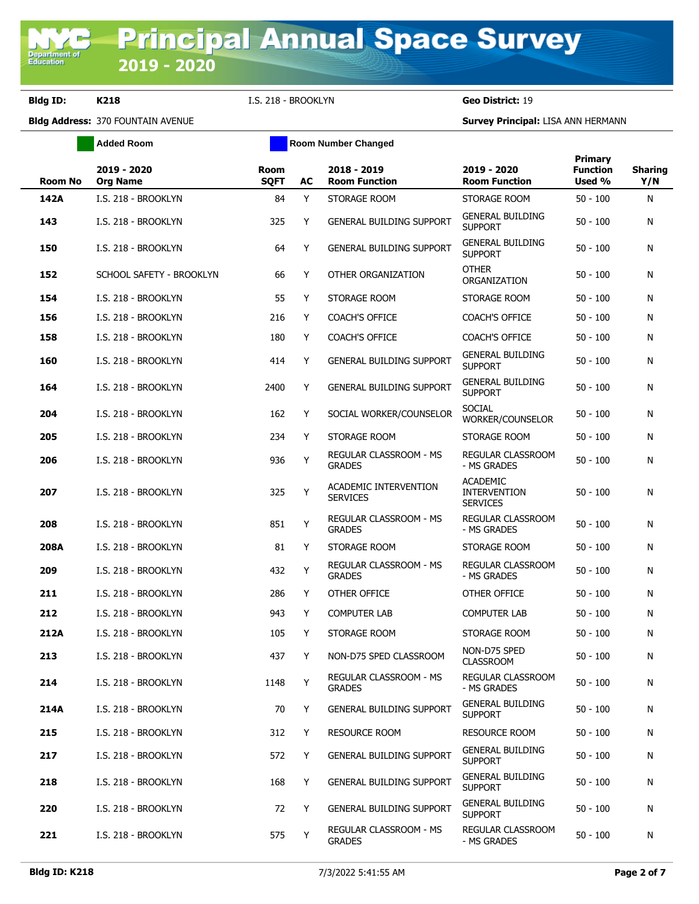# Principal Annual Space Survey 2019 - 2020

**Bldg ID:** K218 I.S. 218 - BROOKLYN **Geo District:** 19

**Bldg Address:** 370 FOUNTAIN AVENUE **Survey Principal:** LISA ANN HERMANN

Added Room | Room Number Changed

| Room No | 2019 - 2020 Org Name | Room SQFT | AC | 2018 - 2019 Room Function | 2019 - 2020 Room Function | Primary Function Used % | Sharing Y/N |
|---|---|---|---|---|---|---|---|
| **142A** | I.S. 218 - BROOKLYN | 84 | Y | STORAGE ROOM | STORAGE ROOM | 50 - 100 | N |
| **143** | I.S. 218 - BROOKLYN | 325 | Y | GENERAL BUILDING SUPPORT | GENERAL BUILDING SUPPORT | 50 - 100 | N |
| **150** | I.S. 218 - BROOKLYN | 64 | Y | GENERAL BUILDING SUPPORT | GENERAL BUILDING SUPPORT | 50 - 100 | N |
| **152** | SCHOOL SAFETY - BROOKLYN | 66 | Y | OTHER ORGANIZATION | OTHER ORGANIZATION | 50 - 100 | N |
| **154** | I.S. 218 - BROOKLYN | 55 | Y | STORAGE ROOM | STORAGE ROOM | 50 - 100 | N |
| **156** | I.S. 218 - BROOKLYN | 216 | Y | COACH'S OFFICE | COACH'S OFFICE | 50 - 100 | N |
| **158** | I.S. 218 - BROOKLYN | 180 | Y | COACH'S OFFICE | COACH'S OFFICE | 50 - 100 | N |
| **160** | I.S. 218 - BROOKLYN | 414 | Y | GENERAL BUILDING SUPPORT | GENERAL BUILDING SUPPORT | 50 - 100 | N |
| **164** | I.S. 218 - BROOKLYN | 2400 | Y | GENERAL BUILDING SUPPORT | GENERAL BUILDING SUPPORT | 50 - 100 | N |
| **204** | I.S. 218 - BROOKLYN | 162 | Y | SOCIAL WORKER/COUNSELOR | SOCIAL WORKER/COUNSELOR | 50 - 100 | N |
| **205** | I.S. 218 - BROOKLYN | 234 | Y | STORAGE ROOM | STORAGE ROOM | 50 - 100 | N |
| **206** | I.S. 218 - BROOKLYN | 936 | Y | REGULAR CLASSROOM - MS GRADES | REGULAR CLASSROOM - MS GRADES | 50 - 100 | N |
| **207** | I.S. 218 - BROOKLYN | 325 | Y | ACADEMIC INTERVENTION SERVICES | ACADEMIC INTERVENTION SERVICES | 50 - 100 | N |
| **208** | I.S. 218 - BROOKLYN | 851 | Y | REGULAR CLASSROOM - MS GRADES | REGULAR CLASSROOM - MS GRADES | 50 - 100 | N |
| **208A** | I.S. 218 - BROOKLYN | 81 | Y | STORAGE ROOM | STORAGE ROOM | 50 - 100 | N |
| **209** | I.S. 218 - BROOKLYN | 432 | Y | REGULAR CLASSROOM - MS GRADES | REGULAR CLASSROOM - MS GRADES | 50 - 100 | N |
| **211** | I.S. 218 - BROOKLYN | 286 | Y | OTHER OFFICE | OTHER OFFICE | 50 - 100 | N |
| **212** | I.S. 218 - BROOKLYN | 943 | Y | COMPUTER LAB | COMPUTER LAB | 50 - 100 | N |
| **212A** | I.S. 218 - BROOKLYN | 105 | Y | STORAGE ROOM | STORAGE ROOM | 50 - 100 | N |
| **213** | I.S. 218 - BROOKLYN | 437 | Y | NON-D75 SPED CLASSROOM | NON-D75 SPED CLASSROOM | 50 - 100 | N |
| **214** | I.S. 218 - BROOKLYN | 1148 | Y | REGULAR CLASSROOM - MS GRADES | REGULAR CLASSROOM - MS GRADES | 50 - 100 | N |
| **214A** | I.S. 218 - BROOKLYN | 70 | Y | GENERAL BUILDING SUPPORT | GENERAL BUILDING SUPPORT | 50 - 100 | N |
| **215** | I.S. 218 - BROOKLYN | 312 | Y | RESOURCE ROOM | RESOURCE ROOM | 50 - 100 | N |
| **217** | I.S. 218 - BROOKLYN | 572 | Y | GENERAL BUILDING SUPPORT | GENERAL BUILDING SUPPORT | 50 - 100 | N |
| **218** | I.S. 218 - BROOKLYN | 168 | Y | GENERAL BUILDING SUPPORT | GENERAL BUILDING SUPPORT | 50 - 100 | N |
| **220** | I.S. 218 - BROOKLYN | 72 | Y | GENERAL BUILDING SUPPORT | GENERAL BUILDING SUPPORT | 50 - 100 | N |
| **221** | I.S. 218 - BROOKLYN | 575 | Y | REGULAR CLASSROOM - MS GRADES | REGULAR CLASSROOM - MS GRADES | 50 - 100 | N |

**Bldg ID: K218** 7/3/2022 5:41:55 AM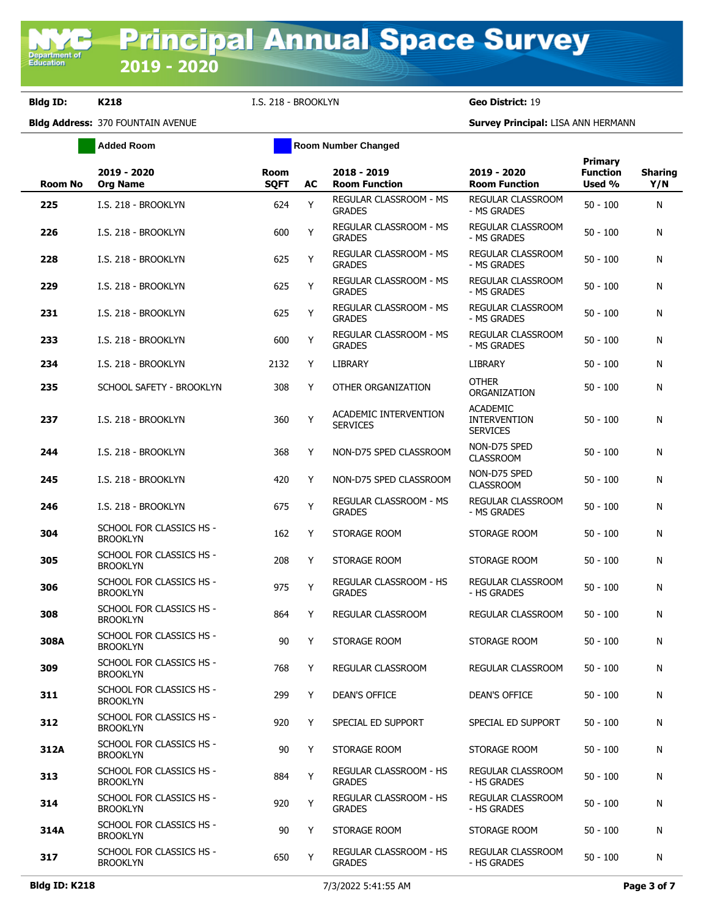# Principal Annual Space Survey 2019 - 2020

**Bldg ID:** K218 I.S. 218 - BROOKLYN **Geo District:** 19

**Bldg Address:** 370 FOUNTAIN AVENUE **Survey Principal:** LISA ANN HERMANN

Added Room | Room Number Changed

| Room No | 2019 - 2020 Org Name | Room SQFT | AC | 2018 - 2019 Room Function | 2019 - 2020 Room Function | Primary Function Used % | Sharing Y/N |
|---|---|---|---|---|---|---|---|
| **225** | I.S. 218 - BROOKLYN | 624 | Y | REGULAR CLASSROOM - MS GRADES | REGULAR CLASSROOM - MS GRADES | 50 - 100 | N |
| **226** | I.S. 218 - BROOKLYN | 600 | Y | REGULAR CLASSROOM - MS GRADES | REGULAR CLASSROOM - MS GRADES | 50 - 100 | N |
| **228** | I.S. 218 - BROOKLYN | 625 | Y | REGULAR CLASSROOM - MS GRADES | REGULAR CLASSROOM - MS GRADES | 50 - 100 | N |
| **229** | I.S. 218 - BROOKLYN | 625 | Y | REGULAR CLASSROOM - MS GRADES | REGULAR CLASSROOM - MS GRADES | 50 - 100 | N |
| **231** | I.S. 218 - BROOKLYN | 625 | Y | REGULAR CLASSROOM - MS GRADES | REGULAR CLASSROOM - MS GRADES | 50 - 100 | N |
| **233** | I.S. 218 - BROOKLYN | 600 | Y | REGULAR CLASSROOM - MS GRADES | REGULAR CLASSROOM - MS GRADES | 50 - 100 | N |
| **234** | I.S. 218 - BROOKLYN | 2132 | Y | LIBRARY | LIBRARY | 50 - 100 | N |
| **235** | SCHOOL SAFETY - BROOKLYN | 308 | Y | OTHER ORGANIZATION | OTHER ORGANIZATION | 50 - 100 | N |
| **237** | I.S. 218 - BROOKLYN | 360 | Y | ACADEMIC INTERVENTION SERVICES | ACADEMIC INTERVENTION SERVICES | 50 - 100 | N |
| **244** | I.S. 218 - BROOKLYN | 368 | Y | NON-D75 SPED CLASSROOM | NON-D75 SPED CLASSROOM | 50 - 100 | N |
| **245** | I.S. 218 - BROOKLYN | 420 | Y | NON-D75 SPED CLASSROOM | NON-D75 SPED CLASSROOM | 50 - 100 | N |
| **246** | I.S. 218 - BROOKLYN | 675 | Y | REGULAR CLASSROOM - MS GRADES | REGULAR CLASSROOM - MS GRADES | 50 - 100 | N |
| **304** | SCHOOL FOR CLASSICS HS - BROOKLYN | 162 | Y | STORAGE ROOM | STORAGE ROOM | 50 - 100 | N |
| **305** | SCHOOL FOR CLASSICS HS - BROOKLYN | 208 | Y | STORAGE ROOM | STORAGE ROOM | 50 - 100 | N |
| **306** | SCHOOL FOR CLASSICS HS - BROOKLYN | 975 | Y | REGULAR CLASSROOM - HS GRADES | REGULAR CLASSROOM - HS GRADES | 50 - 100 | N |
| **308** | SCHOOL FOR CLASSICS HS - BROOKLYN | 864 | Y | REGULAR CLASSROOM | REGULAR CLASSROOM | 50 - 100 | N |
| **308A** | SCHOOL FOR CLASSICS HS - BROOKLYN | 90 | Y | STORAGE ROOM | STORAGE ROOM | 50 - 100 | N |
| **309** | SCHOOL FOR CLASSICS HS - BROOKLYN | 768 | Y | REGULAR CLASSROOM | REGULAR CLASSROOM | 50 - 100 | N |
| **311** | SCHOOL FOR CLASSICS HS - BROOKLYN | 299 | Y | DEAN'S OFFICE | DEAN'S OFFICE | 50 - 100 | N |
| **312** | SCHOOL FOR CLASSICS HS - BROOKLYN | 920 | Y | SPECIAL ED SUPPORT | SPECIAL ED SUPPORT | 50 - 100 | N |
| **312A** | SCHOOL FOR CLASSICS HS - BROOKLYN | 90 | Y | STORAGE ROOM | STORAGE ROOM | 50 - 100 | N |
| **313** | SCHOOL FOR CLASSICS HS - BROOKLYN | 884 | Y | REGULAR CLASSROOM - HS GRADES | REGULAR CLASSROOM - HS GRADES | 50 - 100 | N |
| **314** | SCHOOL FOR CLASSICS HS - BROOKLYN | 920 | Y | REGULAR CLASSROOM - HS GRADES | REGULAR CLASSROOM - HS GRADES | 50 - 100 | N |
| **314A** | SCHOOL FOR CLASSICS HS - BROOKLYN | 90 | Y | STORAGE ROOM | STORAGE ROOM | 50 - 100 | N |
| **317** | SCHOOL FOR CLASSICS HS - BROOKLYN | 650 | Y | REGULAR CLASSROOM - HS GRADES | REGULAR CLASSROOM - HS GRADES | 50 - 100 | N |

**Bldg ID: K218** 7/3/2022 5:41:55 AM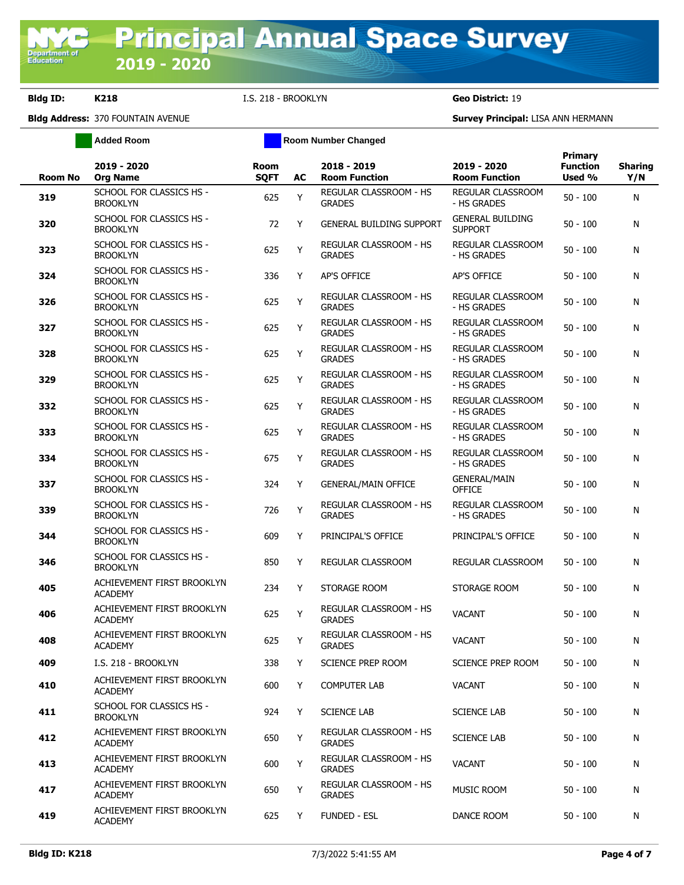# Principal Annual Space Survey 2019 - 2020

**Bldg ID:** K218 I.S. 218 - BROOKLYN **Geo District:** 19

**Bldg Address:** 370 FOUNTAIN AVENUE **Survey Principal:** LISA ANN HERMANN

Added Room | Room Number Changed

| Room No | 2019 - 2020 Org Name | Room SQFT | AC | 2018 - 2019 Room Function | 2019 - 2020 Room Function | Primary Function Used % | Sharing Y/N |
|---|---|---|---|---|---|---|---|
| 319 | SCHOOL FOR CLASSICS HS - BROOKLYN | 625 | Y | REGULAR CLASSROOM - HS GRADES | REGULAR CLASSROOM - HS GRADES | 50 - 100 | N |
| 320 | SCHOOL FOR CLASSICS HS - BROOKLYN | 72 | Y | GENERAL BUILDING SUPPORT | GENERAL BUILDING SUPPORT | 50 - 100 | N |
| 323 | SCHOOL FOR CLASSICS HS - BROOKLYN | 625 | Y | REGULAR CLASSROOM - HS GRADES | REGULAR CLASSROOM - HS GRADES | 50 - 100 | N |
| 324 | SCHOOL FOR CLASSICS HS - BROOKLYN | 336 | Y | AP'S OFFICE | AP'S OFFICE | 50 - 100 | N |
| 326 | SCHOOL FOR CLASSICS HS - BROOKLYN | 625 | Y | REGULAR CLASSROOM - HS GRADES | REGULAR CLASSROOM - HS GRADES | 50 - 100 | N |
| 327 | SCHOOL FOR CLASSICS HS - BROOKLYN | 625 | Y | REGULAR CLASSROOM - HS GRADES | REGULAR CLASSROOM - HS GRADES | 50 - 100 | N |
| 328 | SCHOOL FOR CLASSICS HS - BROOKLYN | 625 | Y | REGULAR CLASSROOM - HS GRADES | REGULAR CLASSROOM - HS GRADES | 50 - 100 | N |
| 329 | SCHOOL FOR CLASSICS HS - BROOKLYN | 625 | Y | REGULAR CLASSROOM - HS GRADES | REGULAR CLASSROOM - HS GRADES | 50 - 100 | N |
| 332 | SCHOOL FOR CLASSICS HS - BROOKLYN | 625 | Y | REGULAR CLASSROOM - HS GRADES | REGULAR CLASSROOM - HS GRADES | 50 - 100 | N |
| 333 | SCHOOL FOR CLASSICS HS - BROOKLYN | 625 | Y | REGULAR CLASSROOM - HS GRADES | REGULAR CLASSROOM - HS GRADES | 50 - 100 | N |
| 334 | SCHOOL FOR CLASSICS HS - BROOKLYN | 675 | Y | REGULAR CLASSROOM - HS GRADES | REGULAR CLASSROOM - HS GRADES | 50 - 100 | N |
| 337 | SCHOOL FOR CLASSICS HS - BROOKLYN | 324 | Y | GENERAL/MAIN OFFICE | GENERAL/MAIN OFFICE | 50 - 100 | N |
| 339 | SCHOOL FOR CLASSICS HS - BROOKLYN | 726 | Y | REGULAR CLASSROOM - HS GRADES | REGULAR CLASSROOM - HS GRADES | 50 - 100 | N |
| 344 | SCHOOL FOR CLASSICS HS - BROOKLYN | 609 | Y | PRINCIPAL'S OFFICE | PRINCIPAL'S OFFICE | 50 - 100 | N |
| 346 | SCHOOL FOR CLASSICS HS - BROOKLYN | 850 | Y | REGULAR CLASSROOM | REGULAR CLASSROOM | 50 - 100 | N |
| 405 | ACHIEVEMENT FIRST BROOKLYN ACADEMY | 234 | Y | STORAGE ROOM | STORAGE ROOM | 50 - 100 | N |
| 406 | ACHIEVEMENT FIRST BROOKLYN ACADEMY | 625 | Y | REGULAR CLASSROOM - HS GRADES | VACANT | 50 - 100 | N |
| 408 | ACHIEVEMENT FIRST BROOKLYN ACADEMY | 625 | Y | REGULAR CLASSROOM - HS GRADES | VACANT | 50 - 100 | N |
| 409 | I.S. 218 - BROOKLYN | 338 | Y | SCIENCE PREP ROOM | SCIENCE PREP ROOM | 50 - 100 | N |
| 410 | ACHIEVEMENT FIRST BROOKLYN ACADEMY | 600 | Y | COMPUTER LAB | VACANT | 50 - 100 | N |
| 411 | SCHOOL FOR CLASSICS HS - BROOKLYN | 924 | Y | SCIENCE LAB | SCIENCE LAB | 50 - 100 | N |
| 412 | ACHIEVEMENT FIRST BROOKLYN ACADEMY | 650 | Y | REGULAR CLASSROOM - HS GRADES | SCIENCE LAB | 50 - 100 | N |
| 413 | ACHIEVEMENT FIRST BROOKLYN ACADEMY | 600 | Y | REGULAR CLASSROOM - HS GRADES | VACANT | 50 - 100 | N |
| 417 | ACHIEVEMENT FIRST BROOKLYN ACADEMY | 650 | Y | REGULAR CLASSROOM - HS GRADES | MUSIC ROOM | 50 - 100 | N |
| 419 | ACHIEVEMENT FIRST BROOKLYN ACADEMY | 625 | Y | FUNDED - ESL | DANCE ROOM | 50 - 100 | N |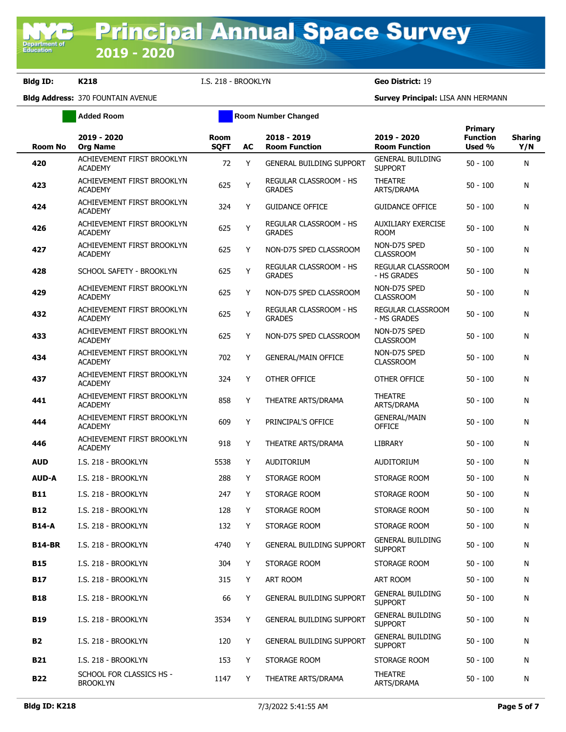# Principal Annual Space Survey 2019 - 2020

**Bldg ID:** K218 &nbsp;&nbsp; I.S. 218 - BROOKLYN &nbsp;&nbsp; **Geo District:** 19

**Bldg Address:** 370 FOUNTAIN AVENUE &nbsp;&nbsp; **Survey Principal:** LISA ANN HERMANN

Added Room &nbsp;&nbsp; Room Number Changed

| Room No | 2019 - 2020 Org Name | Room SQFT | AC | 2018 - 2019 Room Function | 2019 - 2020 Room Function | Primary Function Used % | Sharing Y/N |
|---|---|---|---|---|---|---|---|
| **420** | ACHIEVEMENT FIRST BROOKLYN ACADEMY | 72 | Y | GENERAL BUILDING SUPPORT | GENERAL BUILDING SUPPORT | 50 - 100 | N |
| **423** | ACHIEVEMENT FIRST BROOKLYN ACADEMY | 625 | Y | REGULAR CLASSROOM - HS GRADES | THEATRE ARTS/DRAMA | 50 - 100 | N |
| **424** | ACHIEVEMENT FIRST BROOKLYN ACADEMY | 324 | Y | GUIDANCE OFFICE | GUIDANCE OFFICE | 50 - 100 | N |
| **426** | ACHIEVEMENT FIRST BROOKLYN ACADEMY | 625 | Y | REGULAR CLASSROOM - HS GRADES | AUXILIARY EXERCISE ROOM | 50 - 100 | N |
| **427** | ACHIEVEMENT FIRST BROOKLYN ACADEMY | 625 | Y | NON-D75 SPED CLASSROOM | NON-D75 SPED CLASSROOM | 50 - 100 | N |
| **428** | SCHOOL SAFETY - BROOKLYN | 625 | Y | REGULAR CLASSROOM - HS GRADES | REGULAR CLASSROOM - HS GRADES | 50 - 100 | N |
| **429** | ACHIEVEMENT FIRST BROOKLYN ACADEMY | 625 | Y | NON-D75 SPED CLASSROOM | NON-D75 SPED CLASSROOM | 50 - 100 | N |
| **432** | ACHIEVEMENT FIRST BROOKLYN ACADEMY | 625 | Y | REGULAR CLASSROOM - HS GRADES | REGULAR CLASSROOM - MS GRADES | 50 - 100 | N |
| **433** | ACHIEVEMENT FIRST BROOKLYN ACADEMY | 625 | Y | NON-D75 SPED CLASSROOM | NON-D75 SPED CLASSROOM | 50 - 100 | N |
| **434** | ACHIEVEMENT FIRST BROOKLYN ACADEMY | 702 | Y | GENERAL/MAIN OFFICE | NON-D75 SPED CLASSROOM | 50 - 100 | N |
| **437** | ACHIEVEMENT FIRST BROOKLYN ACADEMY | 324 | Y | OTHER OFFICE | OTHER OFFICE | 50 - 100 | N |
| **441** | ACHIEVEMENT FIRST BROOKLYN ACADEMY | 858 | Y | THEATRE ARTS/DRAMA | THEATRE ARTS/DRAMA | 50 - 100 | N |
| **444** | ACHIEVEMENT FIRST BROOKLYN ACADEMY | 609 | Y | PRINCIPAL'S OFFICE | GENERAL/MAIN OFFICE | 50 - 100 | N |
| **446** | ACHIEVEMENT FIRST BROOKLYN ACADEMY | 918 | Y | THEATRE ARTS/DRAMA | LIBRARY | 50 - 100 | N |
| **AUD** | I.S. 218 - BROOKLYN | 5538 | Y | AUDITORIUM | AUDITORIUM | 50 - 100 | N |
| **AUD-A** | I.S. 218 - BROOKLYN | 288 | Y | STORAGE ROOM | STORAGE ROOM | 50 - 100 | N |
| **B11** | I.S. 218 - BROOKLYN | 247 | Y | STORAGE ROOM | STORAGE ROOM | 50 - 100 | N |
| **B12** | I.S. 218 - BROOKLYN | 128 | Y | STORAGE ROOM | STORAGE ROOM | 50 - 100 | N |
| **B14-A** | I.S. 218 - BROOKLYN | 132 | Y | STORAGE ROOM | STORAGE ROOM | 50 - 100 | N |
| **B14-BR** | I.S. 218 - BROOKLYN | 4740 | Y | GENERAL BUILDING SUPPORT | GENERAL BUILDING SUPPORT | 50 - 100 | N |
| **B15** | I.S. 218 - BROOKLYN | 304 | Y | STORAGE ROOM | STORAGE ROOM | 50 - 100 | N |
| **B17** | I.S. 218 - BROOKLYN | 315 | Y | ART ROOM | ART ROOM | 50 - 100 | N |
| **B18** | I.S. 218 - BROOKLYN | 66 | Y | GENERAL BUILDING SUPPORT | GENERAL BUILDING SUPPORT | 50 - 100 | N |
| **B19** | I.S. 218 - BROOKLYN | 3534 | Y | GENERAL BUILDING SUPPORT | GENERAL BUILDING SUPPORT | 50 - 100 | N |
| **B2** | I.S. 218 - BROOKLYN | 120 | Y | GENERAL BUILDING SUPPORT | GENERAL BUILDING SUPPORT | 50 - 100 | N |
| **B21** | I.S. 218 - BROOKLYN | 153 | Y | STORAGE ROOM | STORAGE ROOM | 50 - 100 | N |
| **B22** | SCHOOL FOR CLASSICS HS - BROOKLYN | 1147 | Y | THEATRE ARTS/DRAMA | THEATRE ARTS/DRAMA | 50 - 100 | N |

**Bldg ID: K218** &nbsp;&nbsp; 7/3/2022 5:41:55 AM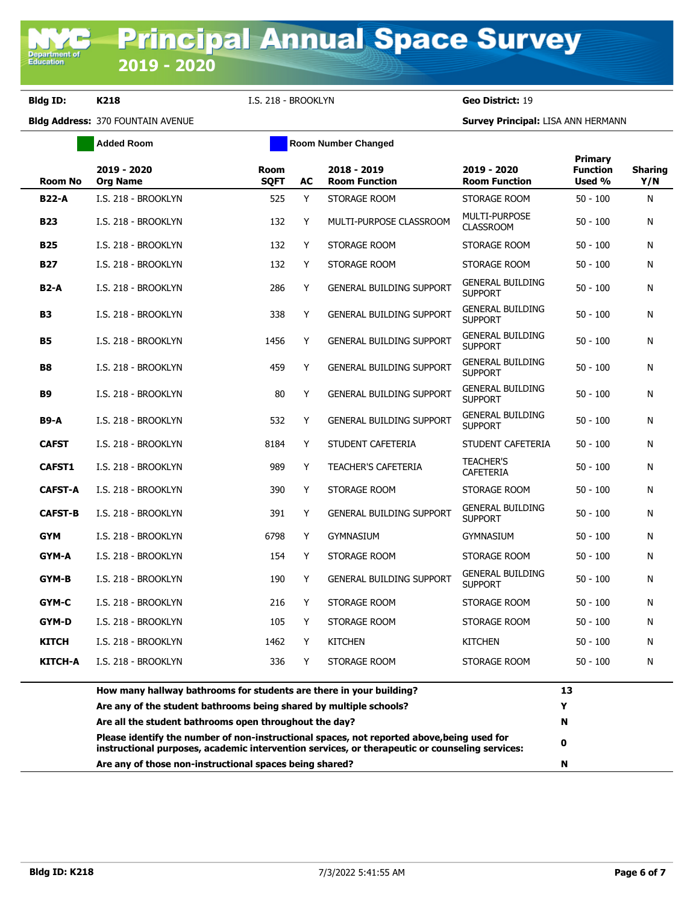# Principal Annual Space Survey 2019 - 2020

**Bldg ID:** K218 I.S. 218 - BROOKLYN **Geo District:** 19

**Bldg Address:** 370 FOUNTAIN AVENUE **Survey Principal:** LISA ANN HERMANN

Added Room | Room Number Changed

| Room No | 2019 - 2020 Org Name | Room SQFT | AC | 2018 - 2019 Room Function | 2019 - 2020 Room Function | Primary Function Used % | Sharing Y/N |
|---|---|---|---|---|---|---|---|
| **B22-A** | I.S. 218 - BROOKLYN | 525 | Y | STORAGE ROOM | STORAGE ROOM | 50 - 100 | N |
| **B23** | I.S. 218 - BROOKLYN | 132 | Y | MULTI-PURPOSE CLASSROOM | MULTI-PURPOSE CLASSROOM | 50 - 100 | N |
| **B25** | I.S. 218 - BROOKLYN | 132 | Y | STORAGE ROOM | STORAGE ROOM | 50 - 100 | N |
| **B27** | I.S. 218 - BROOKLYN | 132 | Y | STORAGE ROOM | STORAGE ROOM | 50 - 100 | N |
| **B2-A** | I.S. 218 - BROOKLYN | 286 | Y | GENERAL BUILDING SUPPORT | GENERAL BUILDING SUPPORT | 50 - 100 | N |
| **B3** | I.S. 218 - BROOKLYN | 338 | Y | GENERAL BUILDING SUPPORT | GENERAL BUILDING SUPPORT | 50 - 100 | N |
| **B5** | I.S. 218 - BROOKLYN | 1456 | Y | GENERAL BUILDING SUPPORT | GENERAL BUILDING SUPPORT | 50 - 100 | N |
| **B8** | I.S. 218 - BROOKLYN | 459 | Y | GENERAL BUILDING SUPPORT | GENERAL BUILDING SUPPORT | 50 - 100 | N |
| **B9** | I.S. 218 - BROOKLYN | 80 | Y | GENERAL BUILDING SUPPORT | GENERAL BUILDING SUPPORT | 50 - 100 | N |
| **B9-A** | I.S. 218 - BROOKLYN | 532 | Y | GENERAL BUILDING SUPPORT | GENERAL BUILDING SUPPORT | 50 - 100 | N |
| **CAFST** | I.S. 218 - BROOKLYN | 8184 | Y | STUDENT CAFETERIA | STUDENT CAFETERIA | 50 - 100 | N |
| **CAFST1** | I.S. 218 - BROOKLYN | 989 | Y | TEACHER'S CAFETERIA | TEACHER'S CAFETERIA | 50 - 100 | N |
| **CAFST-A** | I.S. 218 - BROOKLYN | 390 | Y | STORAGE ROOM | STORAGE ROOM | 50 - 100 | N |
| **CAFST-B** | I.S. 218 - BROOKLYN | 391 | Y | GENERAL BUILDING SUPPORT | GENERAL BUILDING SUPPORT | 50 - 100 | N |
| **GYM** | I.S. 218 - BROOKLYN | 6798 | Y | GYMNASIUM | GYMNASIUM | 50 - 100 | N |
| **GYM-A** | I.S. 218 - BROOKLYN | 154 | Y | STORAGE ROOM | STORAGE ROOM | 50 - 100 | N |
| **GYM-B** | I.S. 218 - BROOKLYN | 190 | Y | GENERAL BUILDING SUPPORT | GENERAL BUILDING SUPPORT | 50 - 100 | N |
| **GYM-C** | I.S. 218 - BROOKLYN | 216 | Y | STORAGE ROOM | STORAGE ROOM | 50 - 100 | N |
| **GYM-D** | I.S. 218 - BROOKLYN | 105 | Y | STORAGE ROOM | STORAGE ROOM | 50 - 100 | N |
| **KITCH** | I.S. 218 - BROOKLYN | 1462 | Y | KITCHEN | KITCHEN | 50 - 100 | N |
| **KITCH-A** | I.S. 218 - BROOKLYN | 336 | Y | STORAGE ROOM | STORAGE ROOM | 50 - 100 | N |

| Question | Answer |
|---|---|
| **How many hallway bathrooms for students are there in your building?** | **13** |
| **Are any of the student bathrooms being shared by multiple schools?** | **Y** |
| **Are all the student bathrooms open throughout the day?** | **N** |
| **Please identify the number of non-instructional spaces, not reported above,being used for instructional purposes, academic intervention services, or therapeutic or counseling services:** | **0** |
| **Are any of those non-instructional spaces being shared?** | **N** |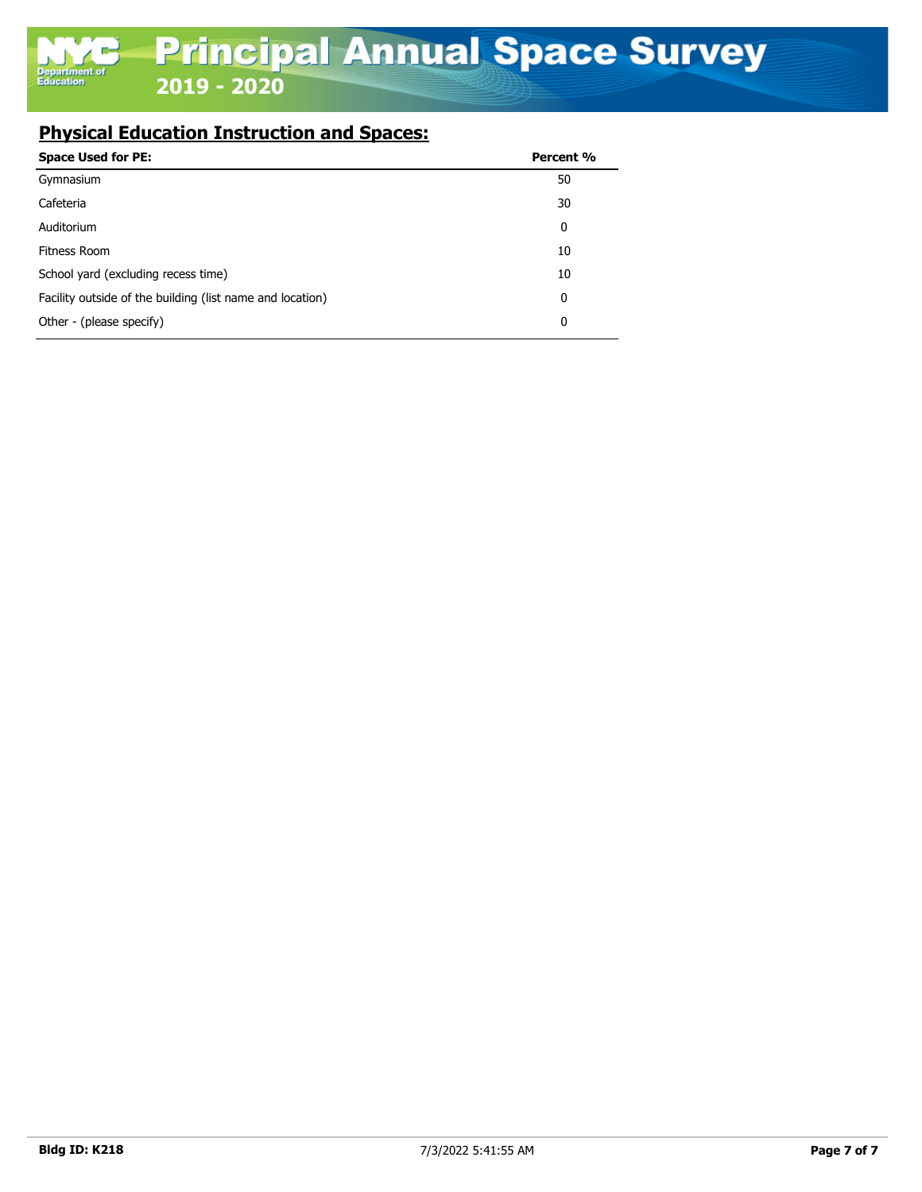## Physical Education Instruction and Spaces:

| Space Used for PE: | Percent % |
|---|---|
| Gymnasium | 50 |
| Cafeteria | 30 |
| Auditorium | 0 |
| Fitness Room | 10 |
| School yard (excluding recess time) | 10 |
| Facility outside of the building (list name and location) | 0 |
| Other - (please specify) | 0 |